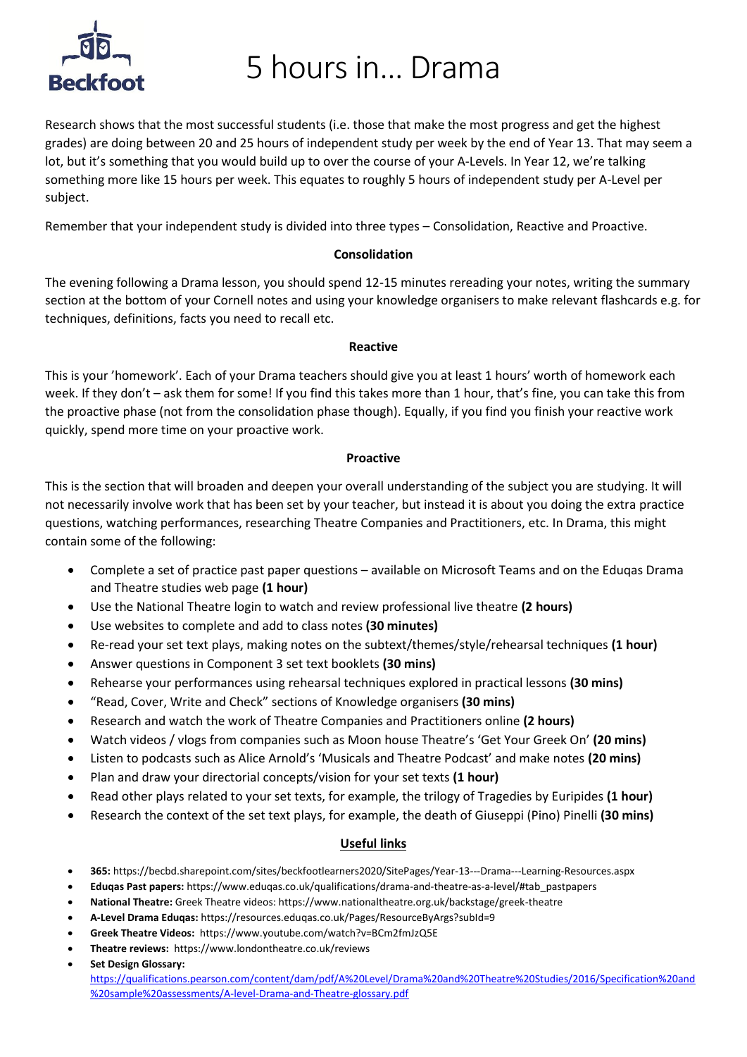# 5 hours in… Drama

Research shows that the most successful students (i.e. those that make the most progress and get the highest grades) are doing between 20 and 25 hours of independent study per week by the end of Year 13. That may seem a lot, but it's something that you would build up to over the course of your A-Levels. In Year 12, we're talking something more like 15 hours per week. This equates to roughly 5 hours of independent study per A-Level per subject.

Remember that your independent study is divided into three types – Consolidation, Reactive and Proactive.

**Consolidation**

The evening following a Drama lesson, you should spend 12-15 minutes rereading your notes, writing the summary section at the bottom of your Cornell notes and using your knowledge organisers to make relevant flashcards e.g. for techniques, definitions, facts you need to recall etc.

**Reactive**

This is your 'homework'. Each of your Drama teachers should give you at least 1 hours' worth of homework each week. If they don't – ask them for some! If you find this takes more than 1 hour, that's fine, you can take this from the proactive phase (not from the consolidation phase though). Equally, if you find you finish your reactive work quickly, spend more time on your proactive work.

**Proactive**

This is the section that will broaden and deepen your overall understanding of the subject you are studying. It will not necessarily involve work that has been set by your teacher, but instead it is about you doing the extra practice questions, watching performances, researching Theatre Companies and Practitioners, etc. In Drama, this might contain some of the following:

- Complete a set of practice past paper questions – available on Microsoft Teams and on the Eduqas Drama and Theatre studies web page **(1 hour)**
- Use the National Theatre login to watch and review professional live theatre **(2 hours)**
- Use websites to complete and add to class notes **(30 minutes)**
- Re-read your set text plays, making notes on the subtext/themes/style/rehearsal techniques **(1 hour)**
- Answer questions in Component 3 set text booklets **(30 mins)**
- Rehearse your performances using rehearsal techniques explored in practical lessons **(30 mins)**
- "Read, Cover, Write and Check" sections of Knowledge organisers **(30 mins)**
- Research and watch the work of Theatre Companies and Practitioners online **(2 hours)**
- Watch videos / vlogs from companies such as Moon house Theatre's 'Get Your Greek On' **(20 mins)**
- Listen to podcasts such as Alice Arnold's 'Musicals and Theatre Podcast' and make notes **(20 mins)**
- Plan and draw your directorial concepts/vision for your set texts **(1 hour)**
- Read other plays related to your set texts, for example, the trilogy of Tragedies by Euripides **(1 hour)**
- Research the context of the set text plays, for example, the death of Giuseppi (Pino) Pinelli **(30 mins)**

**Useful links**

- **365:** https://becbd.sharepoint.com/sites/beckfootlearners2020/SitePages/Year-13---Drama---Learning-Resources.aspx
- **Eduqas Past papers:** https://www.eduqas.co.uk/qualifications/drama-and-theatre-as-a-level/#tab_pastpapers
- **National Theatre:** Greek Theatre videos: https://www.nationaltheatre.org.uk/backstage/greek-theatre
- **A-Level Drama Eduqas:** https://resources.eduqas.co.uk/Pages/ResourceByArgs?subId=9
- **Greek Theatre Videos:** https://www.youtube.com/watch?v=BCm2fmJzQ5E
- **Theatre reviews:** https://www.londontheatre.co.uk/reviews
- **Set Design Glossary:** https://qualifications.pearson.com/content/dam/pdf/A%20Level/Drama%20and%20Theatre%20Studies/2016/Specification%20and%20sample%20assessments/A-level-Drama-and-Theatre-glossary.pdf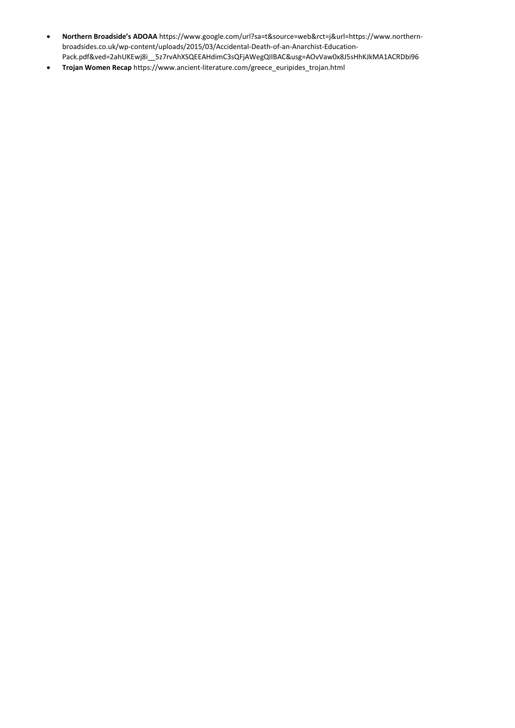- **Northern Broadside's ADOAA** https://www.google.com/url?sa=t&source=web&rct=j&url=https://www.northern-broadsides.co.uk/wp-content/uploads/2015/03/Accidental-Death-of-an-Anarchist-Education-Pack.pdf&ved=2ahUKEwj8i__5z7rvAhXSQEEAHdimC3sQFjAWegQIIBAC&usg=AOvVaw0x8J5sHhKJkMA1ACRDbi96
- **Trojan Women Recap** https://www.ancient-literature.com/greece_euripides_trojan.html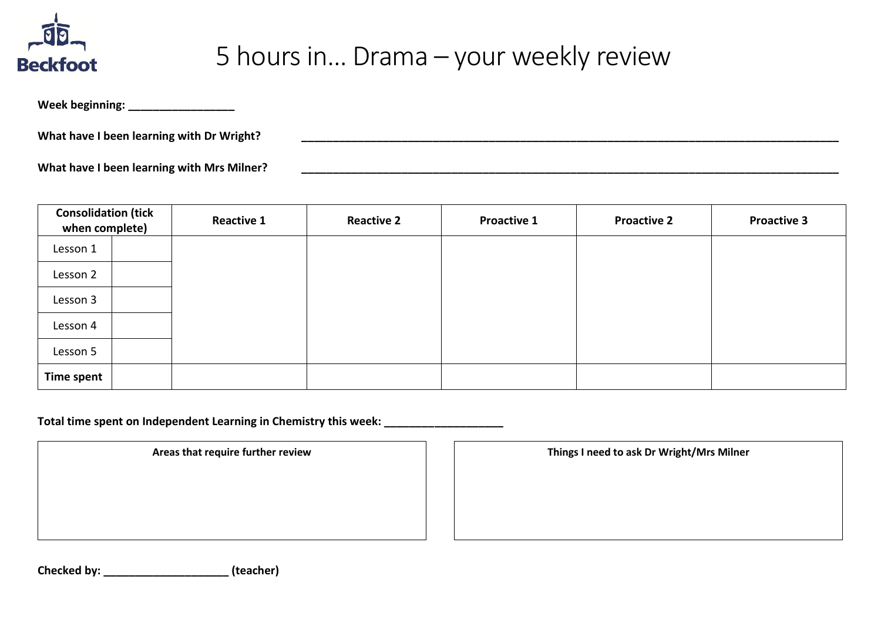Beckfoot

# 5 hours in… Drama – your weekly review

**Week beginning: _________________**

**What have I been learning with Dr Wright?** ___________________________________________________________________________________________

**What have I been learning with Mrs Milner?** ___________________________________________________________________________________________

| Consolidation (tick when complete) | | Reactive 1 | Reactive 2 | Proactive 1 | Proactive 2 | Proactive 3 |
|---|---|---|---|---|---|---|
| Lesson 1 | | | | | | |
| Lesson 2 | | | | | | |
| Lesson 3 | | | | | | |
| Lesson 4 | | | | | | |
| Lesson 5 | | | | | | |
| **Time spent** | | | | | | |

**Total time spent on Independent Learning in Chemistry this week: ___________________**

| **Areas that require further review** |
|---|
| |

| **Things I need to ask Dr Wright/Mrs Milner** |
|---|
| |

**Checked by: ____________________ (teacher)**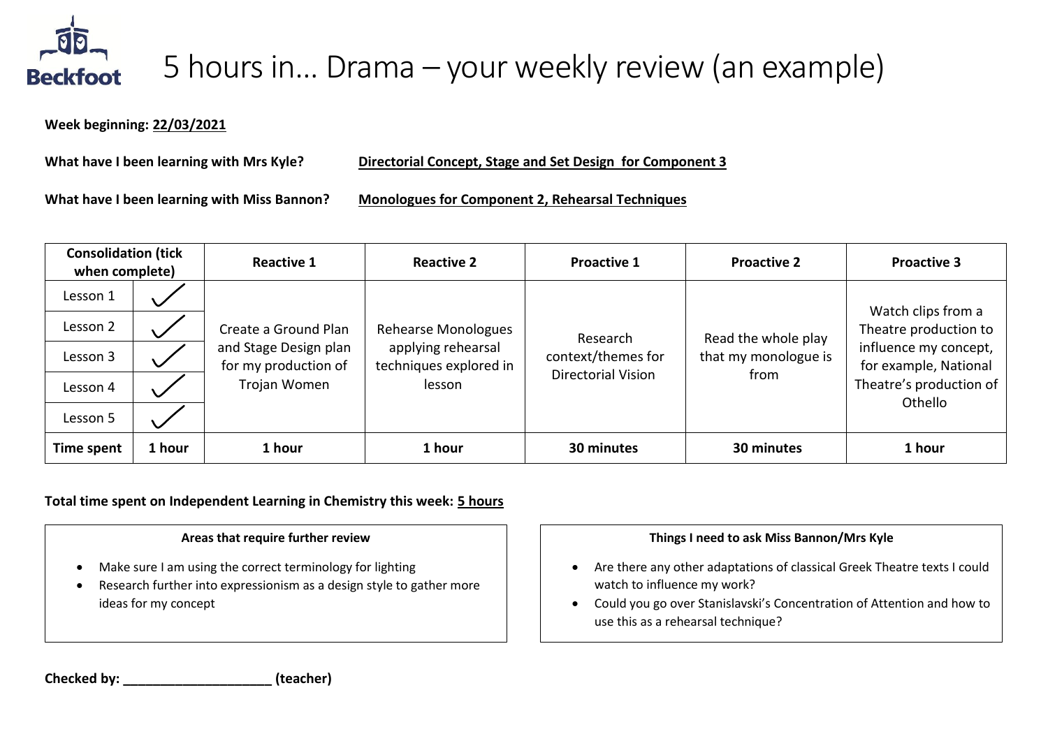# 5 hours in… Drama – your weekly review (an example)

**Week beginning:** **22/03/2021**

**What have I been learning with Mrs Kyle?** **Directorial Concept, Stage and Set Design for Component 3**

**What have I been learning with Miss Bannon?** **Monologues for Component 2, Rehearsal Techniques**

| Consolidation (tick when complete) | | Reactive 1 | Reactive 2 | Proactive 1 | Proactive 2 | Proactive 3 |
|---|---|---|---|---|---|---|
| Lesson 1 | ✓ | Create a Ground Plan and Stage Design plan for my production of Trojan Women | Rehearse Monologues applying rehearsal techniques explored in lesson | Research context/themes for Directorial Vision | Read the whole play that my monologue is from | Watch clips from a Theatre production to influence my concept, for example, National Theatre's production of Othello |
| Lesson 2 | ✓ | | | | | |
| Lesson 3 | ✓ | | | | | |
| Lesson 4 | ✓ | | | | | |
| Lesson 5 | ✓ | | | | | |
| **Time spent** | **1 hour** | **1 hour** | **1 hour** | **30 minutes** | **30 minutes** | **1 hour** |

**Total time spent on Independent Learning in Chemistry this week:** **5 hours**

**Areas that require further review**

- Make sure I am using the correct terminology for lighting
- Research further into expressionism as a design style to gather more ideas for my concept

**Things I need to ask Miss Bannon/Mrs Kyle**

- Are there any other adaptations of classical Greek Theatre texts I could watch to influence my work?
- Could you go over Stanislavski's Concentration of Attention and how to use this as a rehearsal technique?

**Checked by: ____________________ (teacher)**